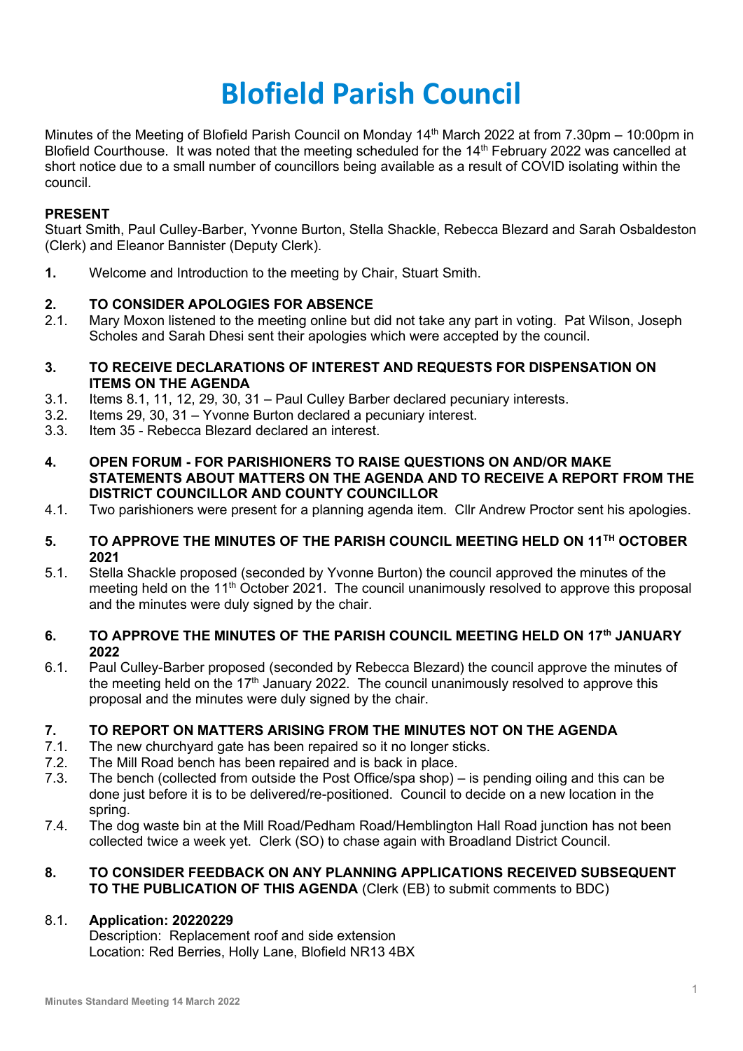# Blofield Parish Council

Minutes of the Meeting of Blofield Parish Council on Monday 14th March 2022 at from 7.30pm – 10:00pm in Blofield Courthouse. It was noted that the meeting scheduled for the 14th February 2022 was cancelled at short notice due to a small number of councillors being available as a result of COVID isolating within the council.

**PRESENT**
Stuart Smith, Paul Culley-Barber, Yvonne Burton, Stella Shackle, Rebecca Blezard and Sarah Osbaldeston (Clerk) and Eleanor Bannister (Deputy Clerk).

**1.** Welcome and Introduction to the meeting by Chair, Stuart Smith.

**2. TO CONSIDER APOLOGIES FOR ABSENCE**

2.1. Mary Moxon listened to the meeting online but did not take any part in voting. Pat Wilson, Joseph Scholes and Sarah Dhesi sent their apologies which were accepted by the council.

**3. TO RECEIVE DECLARATIONS OF INTEREST AND REQUESTS FOR DISPENSATION ON ITEMS ON THE AGENDA**

3.1. Items 8.1, 11, 12, 29, 30, 31 – Paul Culley Barber declared pecuniary interests.

3.2. Items 29, 30, 31 – Yvonne Burton declared a pecuniary interest.

3.3. Item 35 - Rebecca Blezard declared an interest.

**4. OPEN FORUM - FOR PARISHIONERS TO RAISE QUESTIONS ON AND/OR MAKE STATEMENTS ABOUT MATTERS ON THE AGENDA AND TO RECEIVE A REPORT FROM THE DISTRICT COUNCILLOR AND COUNTY COUNCILLOR**

4.1. Two parishioners were present for a planning agenda item. Cllr Andrew Proctor sent his apologies.

**5. TO APPROVE THE MINUTES OF THE PARISH COUNCIL MEETING HELD ON 11TH OCTOBER 2021**

5.1. Stella Shackle proposed (seconded by Yvonne Burton) the council approved the minutes of the meeting held on the 11th October 2021. The council unanimously resolved to approve this proposal and the minutes were duly signed by the chair.

**6. TO APPROVE THE MINUTES OF THE PARISH COUNCIL MEETING HELD ON 17th JANUARY 2022**

6.1. Paul Culley-Barber proposed (seconded by Rebecca Blezard) the council approve the minutes of the meeting held on the 17th January 2022. The council unanimously resolved to approve this proposal and the minutes were duly signed by the chair.

**7. TO REPORT ON MATTERS ARISING FROM THE MINUTES NOT ON THE AGENDA**

7.1. The new churchyard gate has been repaired so it no longer sticks.

7.2. The Mill Road bench has been repaired and is back in place.

7.3. The bench (collected from outside the Post Office/spa shop) – is pending oiling and this can be done just before it is to be delivered/re-positioned. Council to decide on a new location in the spring.

7.4. The dog waste bin at the Mill Road/Pedham Road/Hemblington Hall Road junction has not been collected twice a week yet. Clerk (SO) to chase again with Broadland District Council.

**8. TO CONSIDER FEEDBACK ON ANY PLANNING APPLICATIONS RECEIVED SUBSEQUENT TO THE PUBLICATION OF THIS AGENDA** (Clerk (EB) to submit comments to BDC)

8.1. **Application: 20220229**
Description: Replacement roof and side extension
Location: Red Berries, Holly Lane, Blofield NR13 4BX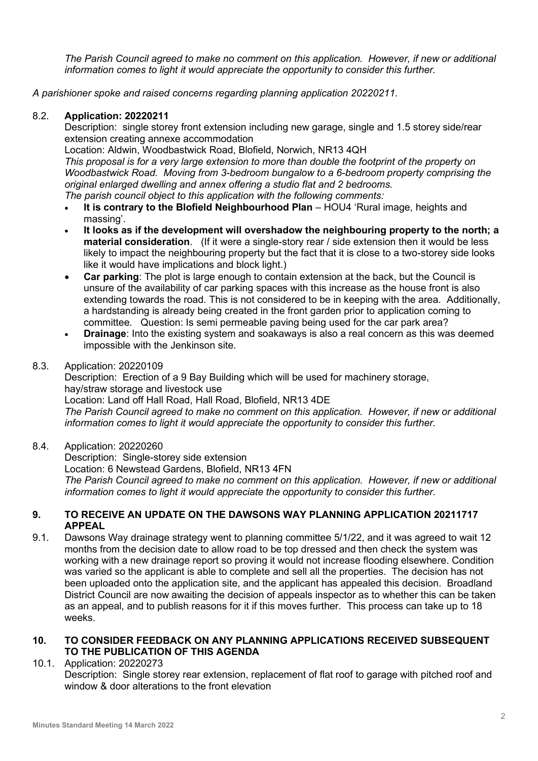*The Parish Council agreed to make no comment on this application. However, if new or additional information comes to light it would appreciate the opportunity to consider this further.*

*A parishioner spoke and raised concerns regarding planning application 20220211.*

8.2. **Application: 20220211**

Description: single storey front extension including new garage, single and 1.5 storey side/rear extension creating annexe accommodation

Location: Aldwin, Woodbastwick Road, Blofield, Norwich, NR13 4QH

*This proposal is for a very large extension to more than double the footprint of the property on Woodbastwick Road. Moving from 3-bedroom bungalow to a 6-bedroom property comprising the original enlarged dwelling and annex offering a studio flat and 2 bedrooms.*

*The parish council object to this application with the following comments:*

- **It is contrary to the Blofield Neighbourhood Plan** – HOU4 'Rural image, heights and massing'.
- **It looks as if the development will overshadow the neighbouring property to the north; a material consideration**. (If it were a single-story rear / side extension then it would be less likely to impact the neighbouring property but the fact that it is close to a two-storey side looks like it would have implications and block light.)
- **Car parking**: The plot is large enough to contain extension at the back, but the Council is unsure of the availability of car parking spaces with this increase as the house front is also extending towards the road. This is not considered to be in keeping with the area. Additionally, a hardstanding is already being created in the front garden prior to application coming to committee. Question: Is semi permeable paving being used for the car park area?
- **Drainage**: Into the existing system and soakaways is also a real concern as this was deemed impossible with the Jenkinson site.

8.3. Application: 20220109

Description: Erection of a 9 Bay Building which will be used for machinery storage, hay/straw storage and livestock use

Location: Land off Hall Road, Hall Road, Blofield, NR13 4DE

*The Parish Council agreed to make no comment on this application. However, if new or additional information comes to light it would appreciate the opportunity to consider this further.*

8.4. Application: 20220260

Description: Single-storey side extension

Location: 6 Newstead Gardens, Blofield, NR13 4FN

*The Parish Council agreed to make no comment on this application. However, if new or additional information comes to light it would appreciate the opportunity to consider this further.*

## 9. TO RECEIVE AN UPDATE ON THE DAWSONS WAY PLANNING APPLICATION 20211717 APPEAL

9.1. Dawsons Way drainage strategy went to planning committee 5/1/22, and it was agreed to wait 12 months from the decision date to allow road to be top dressed and then check the system was working with a new drainage report so proving it would not increase flooding elsewhere. Condition was varied so the applicant is able to complete and sell all the properties. The decision has not been uploaded onto the application site, and the applicant has appealed this decision. Broadland District Council are now awaiting the decision of appeals inspector as to whether this can be taken as an appeal, and to publish reasons for it if this moves further. This process can take up to 18 weeks.

## 10. TO CONSIDER FEEDBACK ON ANY PLANNING APPLICATIONS RECEIVED SUBSEQUENT TO THE PUBLICATION OF THIS AGENDA

10.1. Application: 20220273

Description: Single storey rear extension, replacement of flat roof to garage with pitched roof and window & door alterations to the front elevation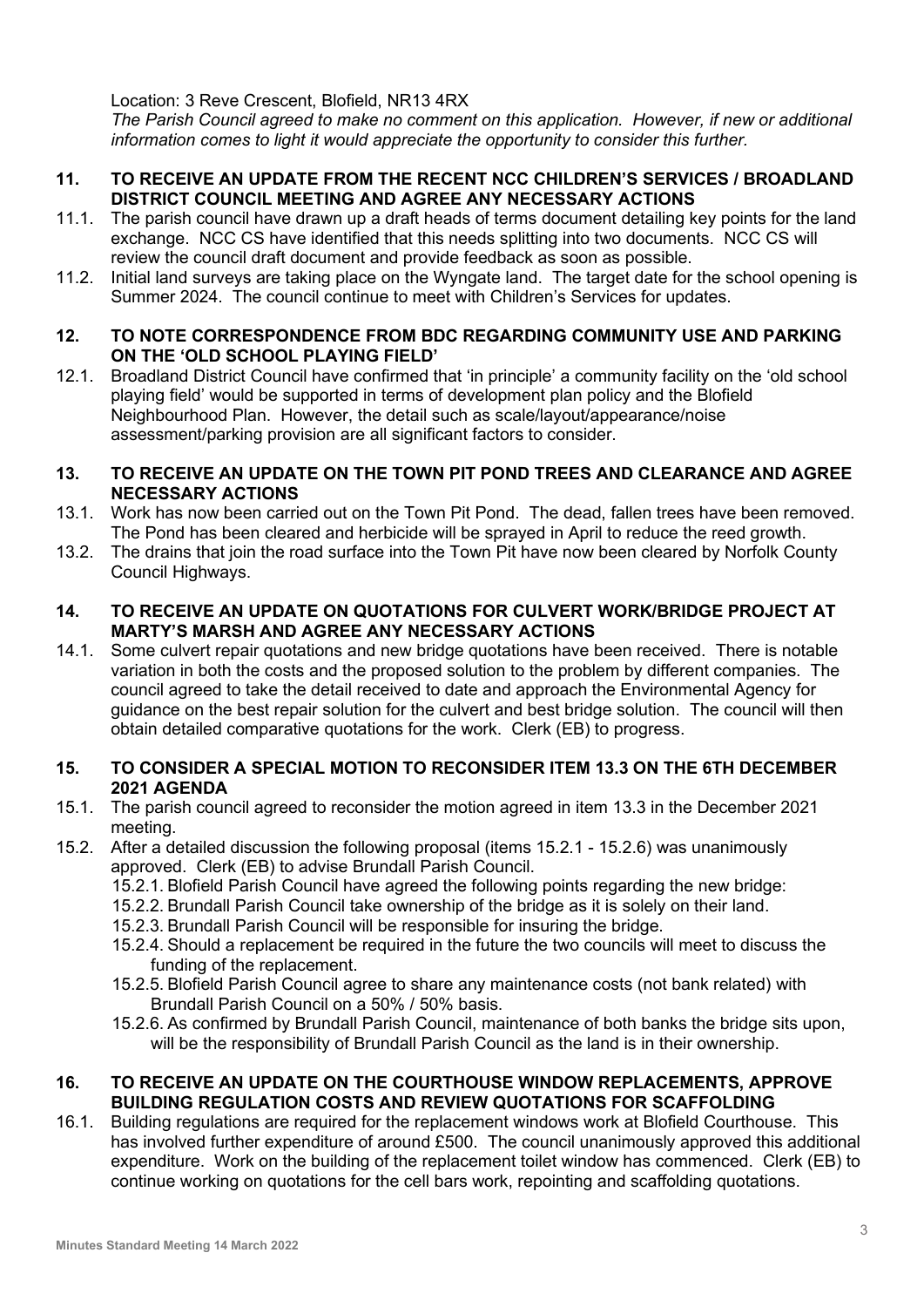Location: 3 Reve Crescent, Blofield, NR13 4RX

*The Parish Council agreed to make no comment on this application. However, if new or additional information comes to light it would appreciate the opportunity to consider this further.*

**11. TO RECEIVE AN UPDATE FROM THE RECENT NCC CHILDREN'S SERVICES / BROADLAND DISTRICT COUNCIL MEETING AND AGREE ANY NECESSARY ACTIONS**

11.1. The parish council have drawn up a draft heads of terms document detailing key points for the land exchange. NCC CS have identified that this needs splitting into two documents. NCC CS will review the council draft document and provide feedback as soon as possible.

11.2. Initial land surveys are taking place on the Wyngate land. The target date for the school opening is Summer 2024. The council continue to meet with Children's Services for updates.

**12. TO NOTE CORRESPONDENCE FROM BDC REGARDING COMMUNITY USE AND PARKING ON THE 'OLD SCHOOL PLAYING FIELD'**

12.1. Broadland District Council have confirmed that 'in principle' a community facility on the 'old school playing field' would be supported in terms of development plan policy and the Blofield Neighbourhood Plan. However, the detail such as scale/layout/appearance/noise assessment/parking provision are all significant factors to consider.

**13. TO RECEIVE AN UPDATE ON THE TOWN PIT POND TREES AND CLEARANCE AND AGREE NECESSARY ACTIONS**

13.1. Work has now been carried out on the Town Pit Pond. The dead, fallen trees have been removed. The Pond has been cleared and herbicide will be sprayed in April to reduce the reed growth.

13.2. The drains that join the road surface into the Town Pit have now been cleared by Norfolk County Council Highways.

**14. TO RECEIVE AN UPDATE ON QUOTATIONS FOR CULVERT WORK/BRIDGE PROJECT AT MARTY'S MARSH AND AGREE ANY NECESSARY ACTIONS**

14.1. Some culvert repair quotations and new bridge quotations have been received. There is notable variation in both the costs and the proposed solution to the problem by different companies. The council agreed to take the detail received to date and approach the Environmental Agency for guidance on the best repair solution for the culvert and best bridge solution. The council will then obtain detailed comparative quotations for the work. Clerk (EB) to progress.

**15. TO CONSIDER A SPECIAL MOTION TO RECONSIDER ITEM 13.3 ON THE 6TH DECEMBER 2021 AGENDA**

15.1. The parish council agreed to reconsider the motion agreed in item 13.3 in the December 2021 meeting.

15.2. After a detailed discussion the following proposal (items 15.2.1 - 15.2.6) was unanimously approved. Clerk (EB) to advise Brundall Parish Council.

- 15.2.1. Blofield Parish Council have agreed the following points regarding the new bridge:
- 15.2.2. Brundall Parish Council take ownership of the bridge as it is solely on their land.
- 15.2.3. Brundall Parish Council will be responsible for insuring the bridge.
- 15.2.4. Should a replacement be required in the future the two councils will meet to discuss the funding of the replacement.
- 15.2.5. Blofield Parish Council agree to share any maintenance costs (not bank related) with Brundall Parish Council on a 50% / 50% basis.
- 15.2.6. As confirmed by Brundall Parish Council, maintenance of both banks the bridge sits upon, will be the responsibility of Brundall Parish Council as the land is in their ownership.

**16. TO RECEIVE AN UPDATE ON THE COURTHOUSE WINDOW REPLACEMENTS, APPROVE BUILDING REGULATION COSTS AND REVIEW QUOTATIONS FOR SCAFFOLDING**

16.1. Building regulations are required for the replacement windows work at Blofield Courthouse. This has involved further expenditure of around £500. The council unanimously approved this additional expenditure. Work on the building of the replacement toilet window has commenced. Clerk (EB) to continue working on quotations for the cell bars work, repointing and scaffolding quotations.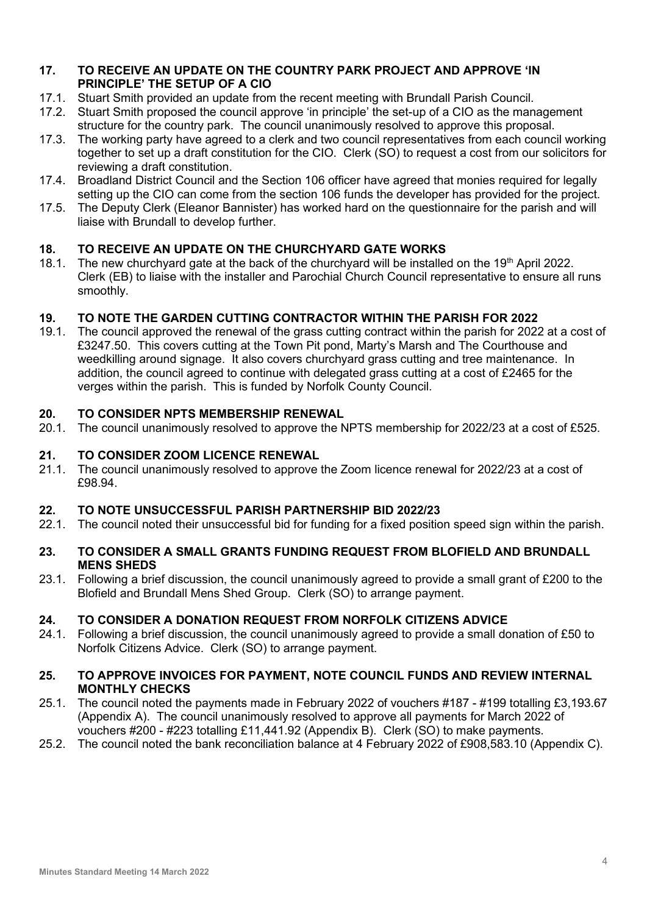## 17. TO RECEIVE AN UPDATE ON THE COUNTRY PARK PROJECT AND APPROVE 'IN PRINCIPLE' THE SETUP OF A CIO

17.1. Stuart Smith provided an update from the recent meeting with Brundall Parish Council.

17.2. Stuart Smith proposed the council approve 'in principle' the set-up of a CIO as the management structure for the country park. The council unanimously resolved to approve this proposal.

17.3. The working party have agreed to a clerk and two council representatives from each council working together to set up a draft constitution for the CIO. Clerk (SO) to request a cost from our solicitors for reviewing a draft constitution.

17.4. Broadland District Council and the Section 106 officer have agreed that monies required for legally setting up the CIO can come from the section 106 funds the developer has provided for the project.

17.5. The Deputy Clerk (Eleanor Bannister) has worked hard on the questionnaire for the parish and will liaise with Brundall to develop further.

## 18. TO RECEIVE AN UPDATE ON THE CHURCHYARD GATE WORKS

18.1. The new churchyard gate at the back of the churchyard will be installed on the 19th April 2022. Clerk (EB) to liaise with the installer and Parochial Church Council representative to ensure all runs smoothly.

## 19. TO NOTE THE GARDEN CUTTING CONTRACTOR WITHIN THE PARISH FOR 2022

19.1. The council approved the renewal of the grass cutting contract within the parish for 2022 at a cost of £3247.50. This covers cutting at the Town Pit pond, Marty's Marsh and The Courthouse and weedkilling around signage. It also covers churchyard grass cutting and tree maintenance. In addition, the council agreed to continue with delegated grass cutting at a cost of £2465 for the verges within the parish. This is funded by Norfolk County Council.

## 20. TO CONSIDER NPTS MEMBERSHIP RENEWAL

20.1. The council unanimously resolved to approve the NPTS membership for 2022/23 at a cost of £525.

## 21. TO CONSIDER ZOOM LICENCE RENEWAL

21.1. The council unanimously resolved to approve the Zoom licence renewal for 2022/23 at a cost of £98.94.

## 22. TO NOTE UNSUCCESSFUL PARISH PARTNERSHIP BID 2022/23

22.1. The council noted their unsuccessful bid for funding for a fixed position speed sign within the parish.

## 23. TO CONSIDER A SMALL GRANTS FUNDING REQUEST FROM BLOFIELD AND BRUNDALL MENS SHEDS

23.1. Following a brief discussion, the council unanimously agreed to provide a small grant of £200 to the Blofield and Brundall Mens Shed Group. Clerk (SO) to arrange payment.

## 24. TO CONSIDER A DONATION REQUEST FROM NORFOLK CITIZENS ADVICE

24.1. Following a brief discussion, the council unanimously agreed to provide a small donation of £50 to Norfolk Citizens Advice. Clerk (SO) to arrange payment.

## 25. TO APPROVE INVOICES FOR PAYMENT, NOTE COUNCIL FUNDS AND REVIEW INTERNAL MONTHLY CHECKS

25.1. The council noted the payments made in February 2022 of vouchers #187 - #199 totalling £3,193.67 (Appendix A). The council unanimously resolved to approve all payments for March 2022 of vouchers #200 - #223 totalling £11,441.92 (Appendix B). Clerk (SO) to make payments.

25.2. The council noted the bank reconciliation balance at 4 February 2022 of £908,583.10 (Appendix C).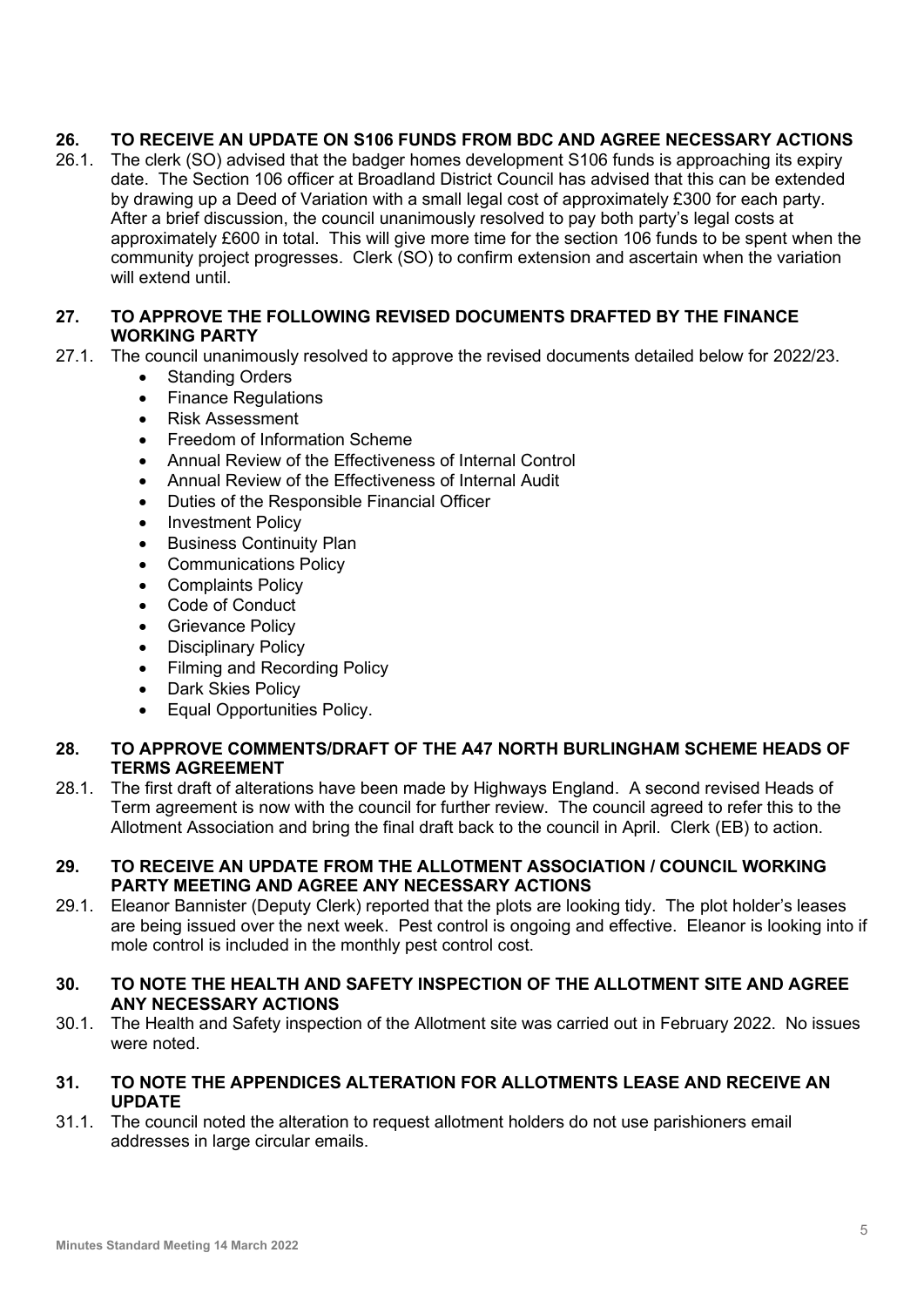## 26. TO RECEIVE AN UPDATE ON S106 FUNDS FROM BDC AND AGREE NECESSARY ACTIONS

26.1. The clerk (SO) advised that the badger homes development S106 funds is approaching its expiry date. The Section 106 officer at Broadland District Council has advised that this can be extended by drawing up a Deed of Variation with a small legal cost of approximately £300 for each party. After a brief discussion, the council unanimously resolved to pay both party's legal costs at approximately £600 in total. This will give more time for the section 106 funds to be spent when the community project progresses. Clerk (SO) to confirm extension and ascertain when the variation will extend until.

## 27. TO APPROVE THE FOLLOWING REVISED DOCUMENTS DRAFTED BY THE FINANCE WORKING PARTY

27.1. The council unanimously resolved to approve the revised documents detailed below for 2022/23.

- Standing Orders
- Finance Regulations
- Risk Assessment
- Freedom of Information Scheme
- Annual Review of the Effectiveness of Internal Control
- Annual Review of the Effectiveness of Internal Audit
- Duties of the Responsible Financial Officer
- Investment Policy
- Business Continuity Plan
- Communications Policy
- Complaints Policy
- Code of Conduct
- Grievance Policy
- Disciplinary Policy
- Filming and Recording Policy
- Dark Skies Policy
- Equal Opportunities Policy.

## 28. TO APPROVE COMMENTS/DRAFT OF THE A47 NORTH BURLINGHAM SCHEME HEADS OF TERMS AGREEMENT

28.1. The first draft of alterations have been made by Highways England. A second revised Heads of Term agreement is now with the council for further review. The council agreed to refer this to the Allotment Association and bring the final draft back to the council in April. Clerk (EB) to action.

## 29. TO RECEIVE AN UPDATE FROM THE ALLOTMENT ASSOCIATION / COUNCIL WORKING PARTY MEETING AND AGREE ANY NECESSARY ACTIONS

29.1. Eleanor Bannister (Deputy Clerk) reported that the plots are looking tidy. The plot holder's leases are being issued over the next week. Pest control is ongoing and effective. Eleanor is looking into if mole control is included in the monthly pest control cost.

## 30. TO NOTE THE HEALTH AND SAFETY INSPECTION OF THE ALLOTMENT SITE AND AGREE ANY NECESSARY ACTIONS

30.1. The Health and Safety inspection of the Allotment site was carried out in February 2022. No issues were noted.

## 31. TO NOTE THE APPENDICES ALTERATION FOR ALLOTMENTS LEASE AND RECEIVE AN UPDATE

31.1. The council noted the alteration to request allotment holders do not use parishioners email addresses in large circular emails.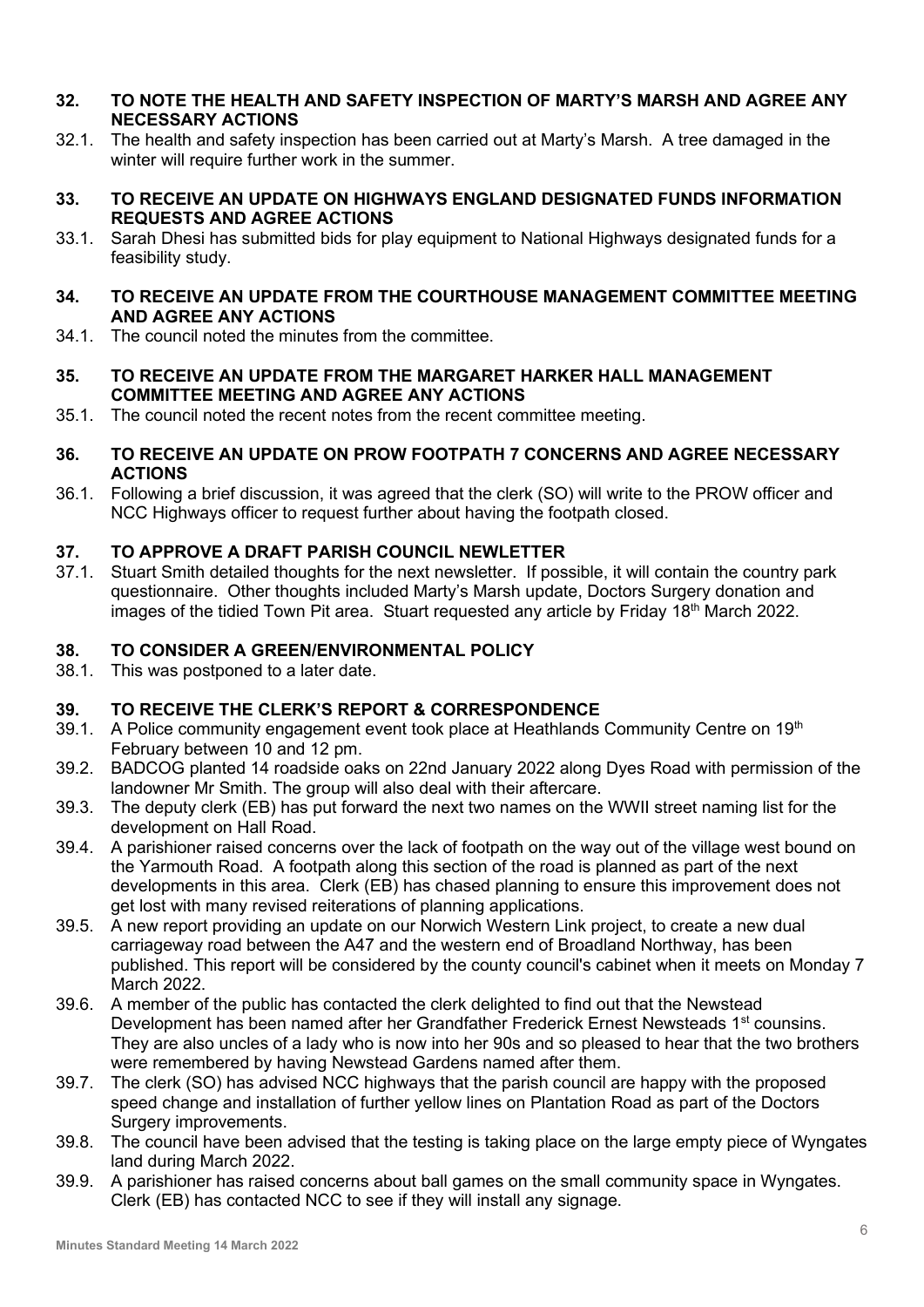**32. TO NOTE THE HEALTH AND SAFETY INSPECTION OF MARTY'S MARSH AND AGREE ANY NECESSARY ACTIONS**

32.1. The health and safety inspection has been carried out at Marty's Marsh. A tree damaged in the winter will require further work in the summer.

**33. TO RECEIVE AN UPDATE ON HIGHWAYS ENGLAND DESIGNATED FUNDS INFORMATION REQUESTS AND AGREE ACTIONS**

33.1. Sarah Dhesi has submitted bids for play equipment to National Highways designated funds for a feasibility study.

**34. TO RECEIVE AN UPDATE FROM THE COURTHOUSE MANAGEMENT COMMITTEE MEETING AND AGREE ANY ACTIONS**

34.1. The council noted the minutes from the committee.

**35. TO RECEIVE AN UPDATE FROM THE MARGARET HARKER HALL MANAGEMENT COMMITTEE MEETING AND AGREE ANY ACTIONS**

35.1. The council noted the recent notes from the recent committee meeting.

**36. TO RECEIVE AN UPDATE ON PROW FOOTPATH 7 CONCERNS AND AGREE NECESSARY ACTIONS**

36.1. Following a brief discussion, it was agreed that the clerk (SO) will write to the PROW officer and NCC Highways officer to request further about having the footpath closed.

**37. TO APPROVE A DRAFT PARISH COUNCIL NEWLETTER**

37.1. Stuart Smith detailed thoughts for the next newsletter. If possible, it will contain the country park questionnaire. Other thoughts included Marty's Marsh update, Doctors Surgery donation and images of the tidied Town Pit area. Stuart requested any article by Friday 18th March 2022.

**38. TO CONSIDER A GREEN/ENVIRONMENTAL POLICY**

38.1. This was postponed to a later date.

**39. TO RECEIVE THE CLERK'S REPORT & CORRESPONDENCE**

39.1. A Police community engagement event took place at Heathlands Community Centre on 19th February between 10 and 12 pm.

39.2. BADCOG planted 14 roadside oaks on 22nd January 2022 along Dyes Road with permission of the landowner Mr Smith. The group will also deal with their aftercare.

39.3. The deputy clerk (EB) has put forward the next two names on the WWII street naming list for the development on Hall Road.

39.4. A parishioner raised concerns over the lack of footpath on the way out of the village west bound on the Yarmouth Road. A footpath along this section of the road is planned as part of the next developments in this area. Clerk (EB) has chased planning to ensure this improvement does not get lost with many revised reiterations of planning applications.

39.5. A new report providing an update on our Norwich Western Link project, to create a new dual carriageway road between the A47 and the western end of Broadland Northway, has been published. This report will be considered by the county council's cabinet when it meets on Monday 7 March 2022.

39.6. A member of the public has contacted the clerk delighted to find out that the Newstead Development has been named after her Grandfather Frederick Ernest Newsteads 1st counsins. They are also uncles of a lady who is now into her 90s and so pleased to hear that the two brothers were remembered by having Newstead Gardens named after them.

39.7. The clerk (SO) has advised NCC highways that the parish council are happy with the proposed speed change and installation of further yellow lines on Plantation Road as part of the Doctors Surgery improvements.

39.8. The council have been advised that the testing is taking place on the large empty piece of Wyngates land during March 2022.

39.9. A parishioner has raised concerns about ball games on the small community space in Wyngates. Clerk (EB) has contacted NCC to see if they will install any signage.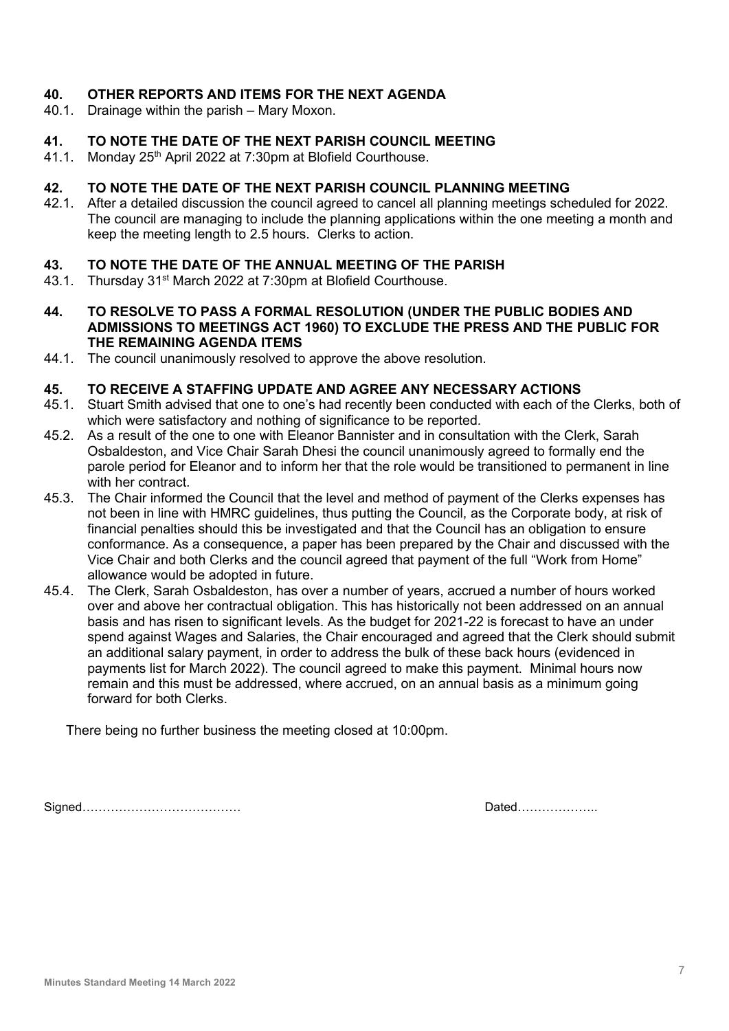## 40. OTHER REPORTS AND ITEMS FOR THE NEXT AGENDA

40.1. Drainage within the parish – Mary Moxon.

## 41. TO NOTE THE DATE OF THE NEXT PARISH COUNCIL MEETING

41.1. Monday 25th April 2022 at 7:30pm at Blofield Courthouse.

## 42. TO NOTE THE DATE OF THE NEXT PARISH COUNCIL PLANNING MEETING

42.1. After a detailed discussion the council agreed to cancel all planning meetings scheduled for 2022. The council are managing to include the planning applications within the one meeting a month and keep the meeting length to 2.5 hours. Clerks to action.

## 43. TO NOTE THE DATE OF THE ANNUAL MEETING OF THE PARISH

43.1. Thursday 31st March 2022 at 7:30pm at Blofield Courthouse.

## 44. TO RESOLVE TO PASS A FORMAL RESOLUTION (UNDER THE PUBLIC BODIES AND ADMISSIONS TO MEETINGS ACT 1960) TO EXCLUDE THE PRESS AND THE PUBLIC FOR THE REMAINING AGENDA ITEMS

44.1. The council unanimously resolved to approve the above resolution.

## 45. TO RECEIVE A STAFFING UPDATE AND AGREE ANY NECESSARY ACTIONS

45.1. Stuart Smith advised that one to one's had recently been conducted with each of the Clerks, both of which were satisfactory and nothing of significance to be reported.

45.2. As a result of the one to one with Eleanor Bannister and in consultation with the Clerk, Sarah Osbaldeston, and Vice Chair Sarah Dhesi the council unanimously agreed to formally end the parole period for Eleanor and to inform her that the role would be transitioned to permanent in line with her contract.

45.3. The Chair informed the Council that the level and method of payment of the Clerks expenses has not been in line with HMRC guidelines, thus putting the Council, as the Corporate body, at risk of financial penalties should this be investigated and that the Council has an obligation to ensure conformance. As a consequence, a paper has been prepared by the Chair and discussed with the Vice Chair and both Clerks and the council agreed that payment of the full "Work from Home" allowance would be adopted in future.

45.4. The Clerk, Sarah Osbaldeston, has over a number of years, accrued a number of hours worked over and above her contractual obligation. This has historically not been addressed on an annual basis and has risen to significant levels. As the budget for 2021-22 is forecast to have an under spend against Wages and Salaries, the Chair encouraged and agreed that the Clerk should submit an additional salary payment, in order to address the bulk of these back hours (evidenced in payments list for March 2022). The council agreed to make this payment. Minimal hours now remain and this must be addressed, where accrued, on an annual basis as a minimum going forward for both Clerks.

There being no further business the meeting closed at 10:00pm.

Signed………………………………… Dated………………..